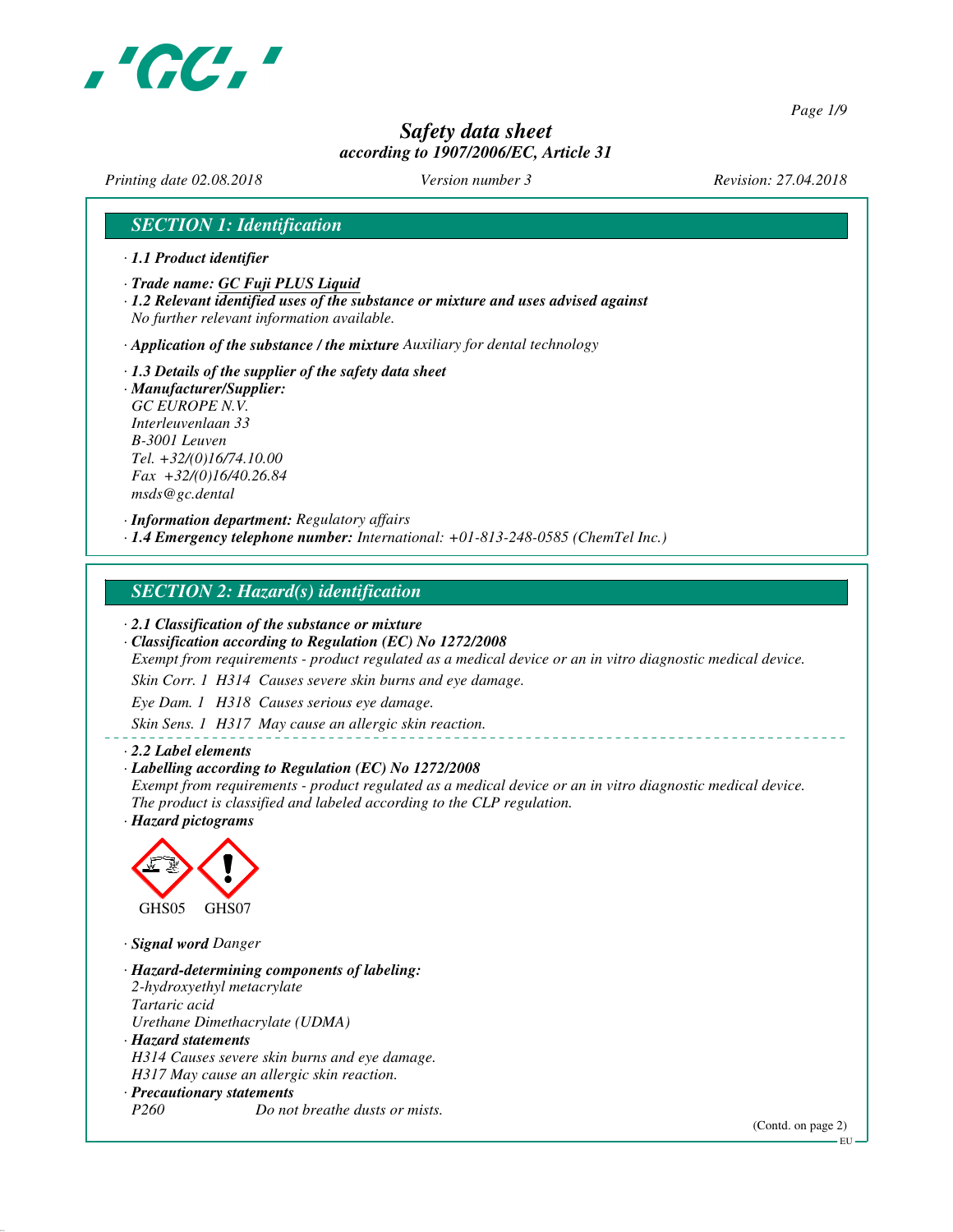# Safety data sheet
*according to 1907/2006/EC, Article 31*

*Printing date 02.08.2018* *Version number 3* *Revision: 27.04.2018*

## SECTION 1: Identification

· **1.1 Product identifier**

· **Trade name: GC Fuji PLUS Liquid**
· **1.2 Relevant identified uses of the substance or mixture and uses advised against**
No further relevant information available.

· **Application of the substance / the mixture** Auxiliary for dental technology

· **1.3 Details of the supplier of the safety data sheet**
· **Manufacturer/Supplier:**
GC EUROPE N.V.
Interleuvenlaan 33
B-3001 Leuven
Tel. +32/(0)16/74.10.00
Fax +32/(0)16/40.26.84
msds@gc.dental

· **Information department:** Regulatory affairs
· **1.4 Emergency telephone number:** International: +01-813-248-0585 (ChemTel Inc.)

## SECTION 2: Hazard(s) identification

· **2.1 Classification of the substance or mixture**
· **Classification according to Regulation (EC) No 1272/2008**
Exempt from requirements - product regulated as a medical device or an in vitro diagnostic medical device.

Skin Corr. 1 H314 Causes severe skin burns and eye damage.

Eye Dam. 1 H318 Causes serious eye damage.

Skin Sens. 1 H317 May cause an allergic skin reaction.

· **2.2 Label elements**
· **Labelling according to Regulation (EC) No 1272/2008**
Exempt from requirements - product regulated as a medical device or an in vitro diagnostic medical device.
The product is classified and labeled according to the CLP regulation.
· **Hazard pictograms**

GHS05 GHS07

· **Signal word** Danger

· **Hazard-determining components of labeling:**
2-hydroxyethyl metacrylate
Tartaric acid
Urethane Dimethacrylate (UDMA)
· **Hazard statements**
H314 Causes severe skin burns and eye damage.
H317 May cause an allergic skin reaction.
· **Precautionary statements**
P260 Do not breathe dusts or mists.

(Contd. on page 2)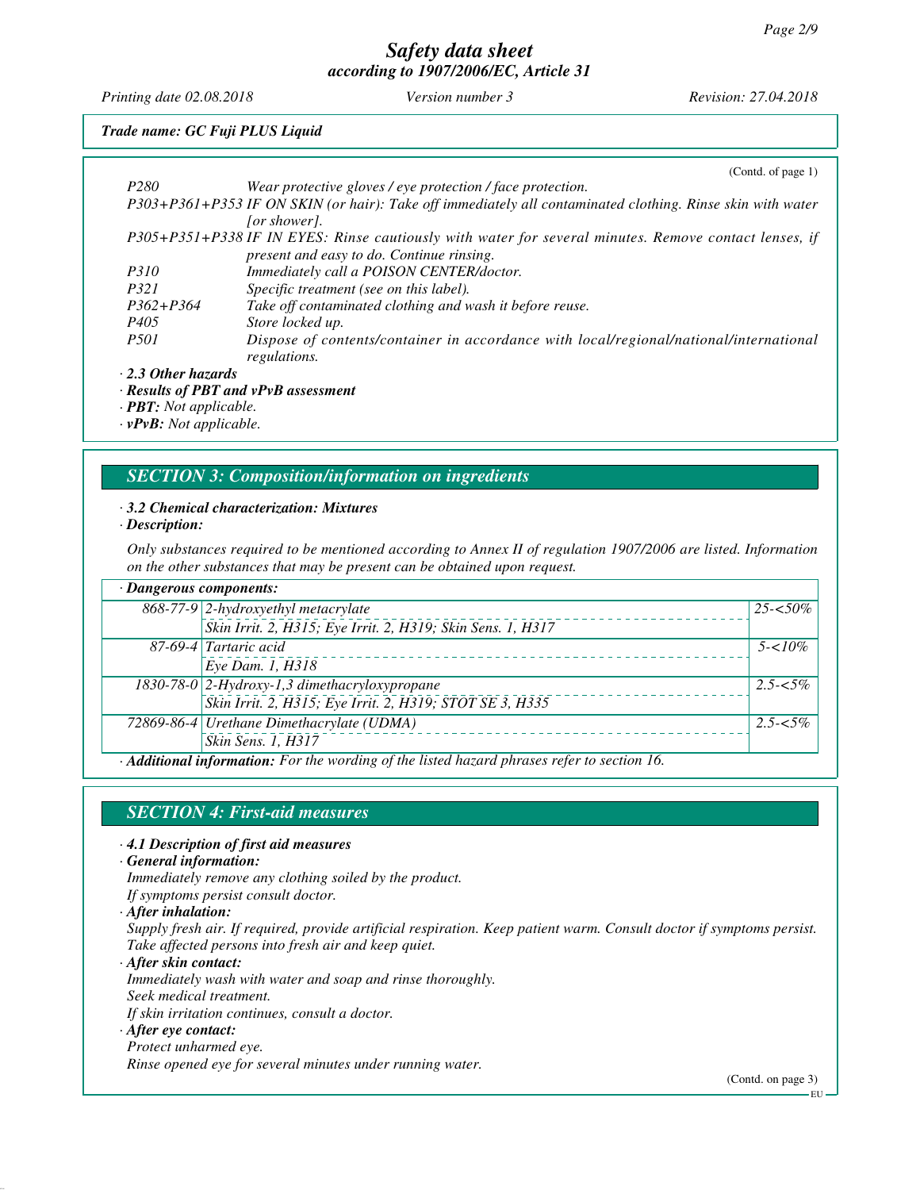*(Contd. of page 1)*

| | |
|---|---|
| P280 | Wear protective gloves / eye protection / face protection. |
| P303+P361+P353 | IF ON SKIN (or hair): Take off immediately all contaminated clothing. Rinse skin with water [or shower]. |
| P305+P351+P338 | IF IN EYES: Rinse cautiously with water for several minutes. Remove contact lenses, if present and easy to do. Continue rinsing. |
| P310 | Immediately call a POISON CENTER/doctor. |
| P321 | Specific treatment (see on this label). |
| P362+P364 | Take off contaminated clothing and wash it before reuse. |
| P405 | Store locked up. |
| P501 | Dispose of contents/container in accordance with local/regional/national/international regulations. |

· **2.3 Other hazards**

· **Results of PBT and vPvB assessment**

· **PBT:** Not applicable.

· **vPvB:** Not applicable.

## SECTION 3: Composition/information on ingredients

· **3.2 Chemical characterization: Mixtures**

· **Description:**

Only substances required to be mentioned according to Annex II of regulation 1907/2006 are listed. Information on the other substances that may be present can be obtained upon request.

| · Dangerous components: | | |
|---|---|---|
| 868-77-9 | 2-hydroxyethyl metacrylate<br>Skin Irrit. 2, H315; Eye Irrit. 2, H319; Skin Sens. 1, H317 | 25-<50% |
| 87-69-4 | Tartaric acid<br>Eye Dam. 1, H318 | 5-<10% |
| 1830-78-0 | 2-Hydroxy-1,3 dimethacryloxypropane<br>Skin Irrit. 2, H315; Eye Irrit. 2, H319; STOT SE 3, H335 | 2.5-<5% |
| 72869-86-4 | Urethane Dimethacrylate (UDMA)<br>Skin Sens. 1, H317 | 2.5-<5% |

· **Additional information:** For the wording of the listed hazard phrases refer to section 16.

## SECTION 4: First-aid measures

· **4.1 Description of first aid measures**

· **General information:**

Immediately remove any clothing soiled by the product.
If symptoms persist consult doctor.

· **After inhalation:**

Supply fresh air. If required, provide artificial respiration. Keep patient warm. Consult doctor if symptoms persist.
Take affected persons into fresh air and keep quiet.

· **After skin contact:**

Immediately wash with water and soap and rinse thoroughly.
Seek medical treatment.
If skin irritation continues, consult a doctor.

· **After eye contact:**

Protect unharmed eye.
Rinse opened eye for several minutes under running water.

*(Contd. on page 3)*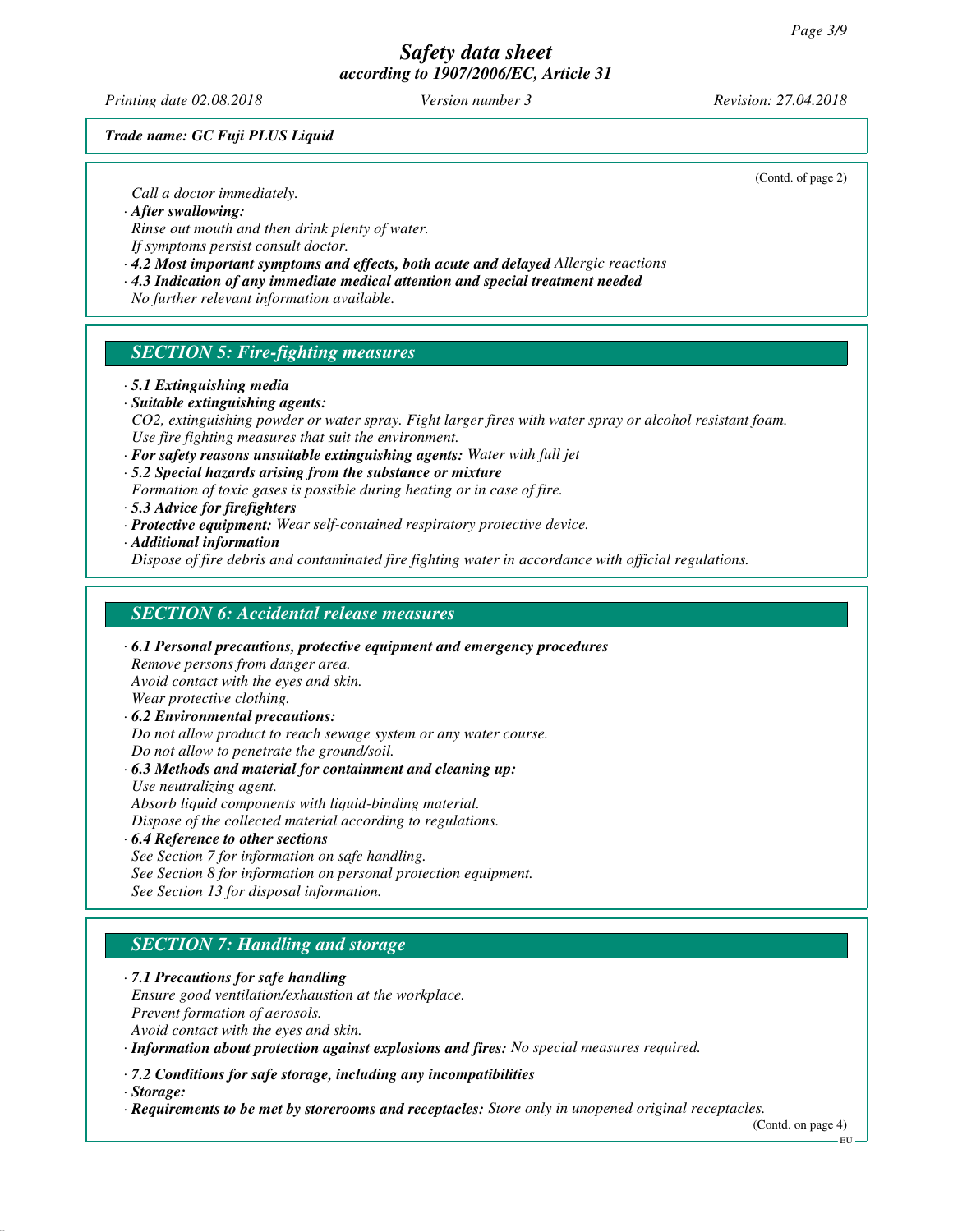*Trade name: GC Fuji PLUS Liquid*

(Contd. of page 2)

*Call a doctor immediately.*

· ***After swallowing:***
*Rinse out mouth and then drink plenty of water.*
*If symptoms persist consult doctor.*

· ***4.2 Most important symptoms and effects, both acute and delayed*** *Allergic reactions*

· ***4.3 Indication of any immediate medical attention and special treatment needed***
*No further relevant information available.*

## *SECTION 5: Fire-fighting measures*

· ***5.1 Extinguishing media***

· ***Suitable extinguishing agents:***
*$CO_2$, extinguishing powder or water spray. Fight larger fires with water spray or alcohol resistant foam.*
*Use fire fighting measures that suit the environment.*

· ***For safety reasons unsuitable extinguishing agents:*** *Water with full jet*

· ***5.2 Special hazards arising from the substance or mixture***
*Formation of toxic gases is possible during heating or in case of fire.*

· ***5.3 Advice for firefighters***

· ***Protective equipment:*** *Wear self-contained respiratory protective device.*

· ***Additional information***
*Dispose of fire debris and contaminated fire fighting water in accordance with official regulations.*

## *SECTION 6: Accidental release measures*

· ***6.1 Personal precautions, protective equipment and emergency procedures***
*Remove persons from danger area.*
*Avoid contact with the eyes and skin.*
*Wear protective clothing.*

· ***6.2 Environmental precautions:***
*Do not allow product to reach sewage system or any water course.*
*Do not allow to penetrate the ground/soil.*

· ***6.3 Methods and material for containment and cleaning up:***
*Use neutralizing agent.*
*Absorb liquid components with liquid-binding material.*
*Dispose of the collected material according to regulations.*

· ***6.4 Reference to other sections***
*See Section 7 for information on safe handling.*
*See Section 8 for information on personal protection equipment.*
*See Section 13 for disposal information.*

## *SECTION 7: Handling and storage*

· ***7.1 Precautions for safe handling***
*Ensure good ventilation/exhaustion at the workplace.*
*Prevent formation of aerosols.*
*Avoid contact with the eyes and skin.*

· ***Information about protection against explosions and fires:*** *No special measures required.*

· ***7.2 Conditions for safe storage, including any incompatibilities***

· ***Storage:***

· ***Requirements to be met by storerooms and receptacles:*** *Store only in unopened original receptacles.*

(Contd. on page 4)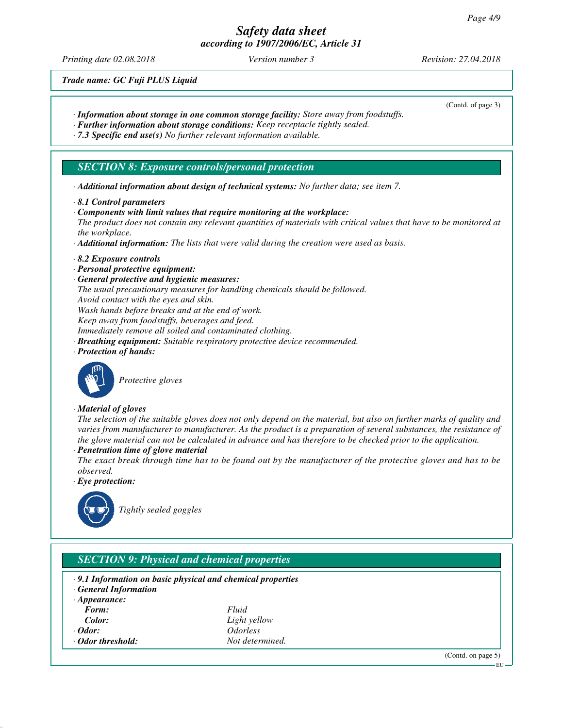**Trade name: GC Fuji PLUS Liquid**

(Contd. of page 3)

· ***Information about storage in one common storage facility:*** *Store away from foodstuffs.*
· ***Further information about storage conditions:*** *Keep receptacle tightly sealed.*
· ***7.3 Specific end use(s)*** *No further relevant information available.*

## SECTION 8: Exposure controls/personal protection

· ***Additional information about design of technical systems:*** *No further data; see item 7.*

· ***8.1 Control parameters***
· ***Components with limit values that require monitoring at the workplace:***
*The product does not contain any relevant quantities of materials with critical values that have to be monitored at the workplace.*
· ***Additional information:*** *The lists that were valid during the creation were used as basis.*

· ***8.2 Exposure controls***
· ***Personal protective equipment:***
· ***General protective and hygienic measures:***
*The usual precautionary measures for handling chemicals should be followed.*
*Avoid contact with the eyes and skin.*
*Wash hands before breaks and at the end of work.*
*Keep away from foodstuffs, beverages and feed.*
*Immediately remove all soiled and contaminated clothing.*
· ***Breathing equipment:*** *Suitable respiratory protective device recommended.*
· ***Protection of hands:***

*Protective gloves*

· ***Material of gloves***
*The selection of the suitable gloves does not only depend on the material, but also on further marks of quality and varies from manufacturer to manufacturer. As the product is a preparation of several substances, the resistance of the glove material can not be calculated in advance and has therefore to be checked prior to the application.*
· ***Penetration time of glove material***
*The exact break through time has to be found out by the manufacturer of the protective gloves and has to be observed.*
· ***Eye protection:***

*Tightly sealed goggles*

## SECTION 9: Physical and chemical properties

· ***9.1 Information on basic physical and chemical properties***
· ***General Information***
· ***Appearance:***

| | |
|---|---|
| ***Form:*** | *Fluid* |
| ***Color:*** | *Light yellow* |
| · ***Odor:*** | *Odorless* |
| · ***Odor threshold:*** | *Not determined.* |

(Contd. on page 5)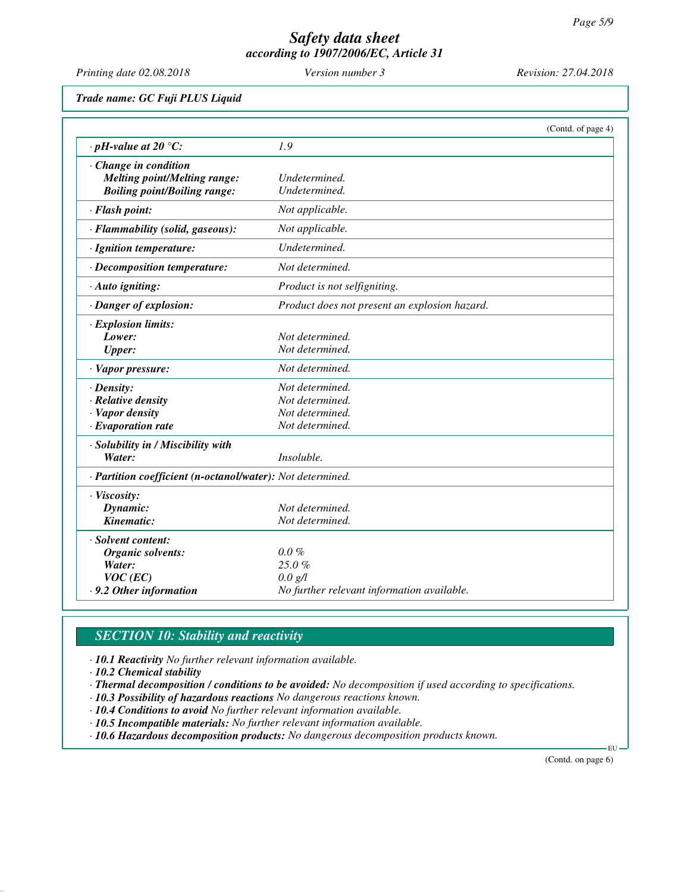Trade name: GC Fuji PLUS Liquid

(Contd. of page 4)

| | |
|---|---|
| · **pH-value at 20 °C:** | 1.9 |
| · **Change in condition** | |
| **Melting point/Melting range:** | Undetermined. |
| **Boiling point/Boiling range:** | Undetermined. |
| · **Flash point:** | Not applicable. |
| · **Flammability (solid, gaseous):** | Not applicable. |
| · **Ignition temperature:** | Undetermined. |
| · **Decomposition temperature:** | Not determined. |
| · **Auto igniting:** | Product is not selfigniting. |
| · **Danger of explosion:** | Product does not present an explosion hazard. |
| · **Explosion limits:** | |
| **Lower:** | Not determined. |
| **Upper:** | Not determined. |
| · **Vapor pressure:** | Not determined. |
| · **Density:** | Not determined. |
| · **Relative density** | Not determined. |
| · **Vapor density** | Not determined. |
| · **Evaporation rate** | Not determined. |
| · **Solubility in / Miscibility with** | |
| **Water:** | Insoluble. |
| · **Partition coefficient (n-octanol/water):** | Not determined. |
| · **Viscosity:** | |
| **Dynamic:** | Not determined. |
| **Kinematic:** | Not determined. |
| · **Solvent content:** | |
| **Organic solvents:** | 0.0 % |
| **Water:** | 25.0 % |
| **VOC (EC)** | 0.0 g/l |
| · **9.2 Other information** | No further relevant information available. |

## SECTION 10: Stability and reactivity

· **10.1 Reactivity** No further relevant information available.
· **10.2 Chemical stability**
· **Thermal decomposition / conditions to be avoided:** No decomposition if used according to specifications.
· **10.3 Possibility of hazardous reactions** No dangerous reactions known.
· **10.4 Conditions to avoid** No further relevant information available.
· **10.5 Incompatible materials:** No further relevant information available.
· **10.6 Hazardous decomposition products:** No dangerous decomposition products known.

(Contd. on page 6)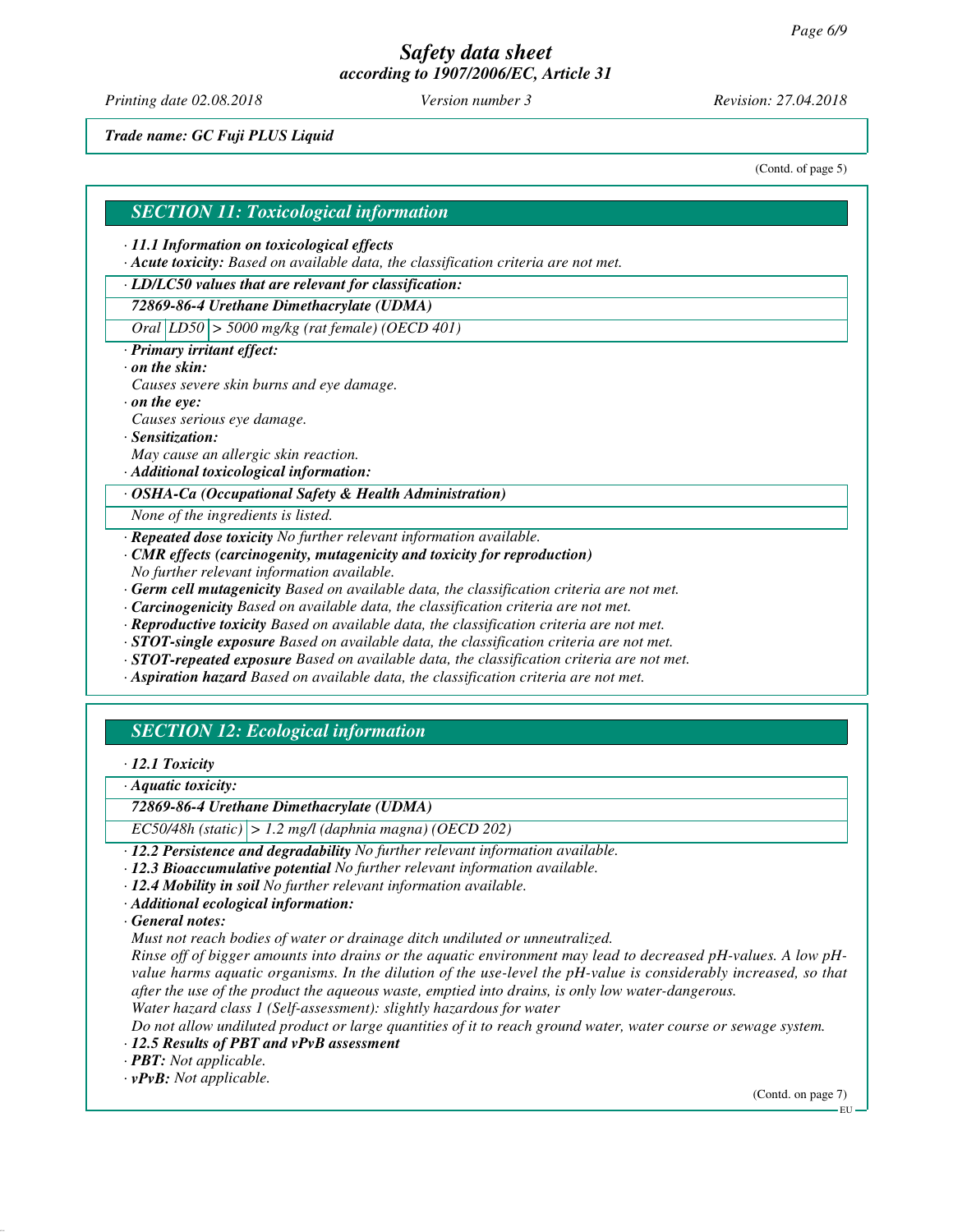# Safety data sheet
## according to 1907/2006/EC, Article 31

*Printing date 02.08.2018* *Version number 3* *Revision: 27.04.2018*

***Trade name: GC Fuji PLUS Liquid***

(Contd. of page 5)

## SECTION 11: Toxicological information

· ***11.1 Information on toxicological effects***

· ***Acute toxicity:*** *Based on available data, the classification criteria are not met.*

· ***LD/LC50 values that are relevant for classification:***

| ***72869-86-4 Urethane Dimethacrylate (UDMA)*** | | |
|---|---|---|
| *Oral* | *LD50* | *> 5000 mg/kg (rat female) (OECD 401)* |

· ***Primary irritant effect:***

· ***on the skin:***
*Causes severe skin burns and eye damage.*

· ***on the eye:***
*Causes serious eye damage.*

· ***Sensitization:***
*May cause an allergic skin reaction.*

· ***Additional toxicological information:***

| · ***OSHA-Ca (Occupational Safety & Health Administration)*** |
|---|
| *None of the ingredients is listed.* |

· ***Repeated dose toxicity*** *No further relevant information available.*

· ***CMR effects (carcinogenity, mutagenicity and toxicity for reproduction)***
*No further relevant information available.*

· ***Germ cell mutagenicity*** *Based on available data, the classification criteria are not met.*

· ***Carcinogenicity*** *Based on available data, the classification criteria are not met.*

· ***Reproductive toxicity*** *Based on available data, the classification criteria are not met.*

· ***STOT-single exposure*** *Based on available data, the classification criteria are not met.*

· ***STOT-repeated exposure*** *Based on available data, the classification criteria are not met.*

· ***Aspiration hazard*** *Based on available data, the classification criteria are not met.*

## SECTION 12: Ecological information

· ***12.1 Toxicity***

· ***Aquatic toxicity:***

| ***72869-86-4 Urethane Dimethacrylate (UDMA)*** | |
|---|---|
| *EC50/48h (static)* | *> 1.2 mg/l (daphnia magna) (OECD 202)* |

· ***12.2 Persistence and degradability*** *No further relevant information available.*

· ***12.3 Bioaccumulative potential*** *No further relevant information available.*

· ***12.4 Mobility in soil*** *No further relevant information available.*

· ***Additional ecological information:***

· ***General notes:***
*Must not reach bodies of water or drainage ditch undiluted or unneutralized.*
*Rinse off of bigger amounts into drains or the aquatic environment may lead to decreased pH-values. A low pH-value harms aquatic organisms. In the dilution of the use-level the pH-value is considerably increased, so that after the use of the product the aqueous waste, emptied into drains, is only low water-dangerous.*
*Water hazard class 1 (Self-assessment): slightly hazardous for water*
*Do not allow undiluted product or large quantities of it to reach ground water, water course or sewage system.*

· ***12.5 Results of PBT and vPvB assessment***

· ***PBT:*** *Not applicable.*

· ***vPvB:*** *Not applicable.*

(Contd. on page 7)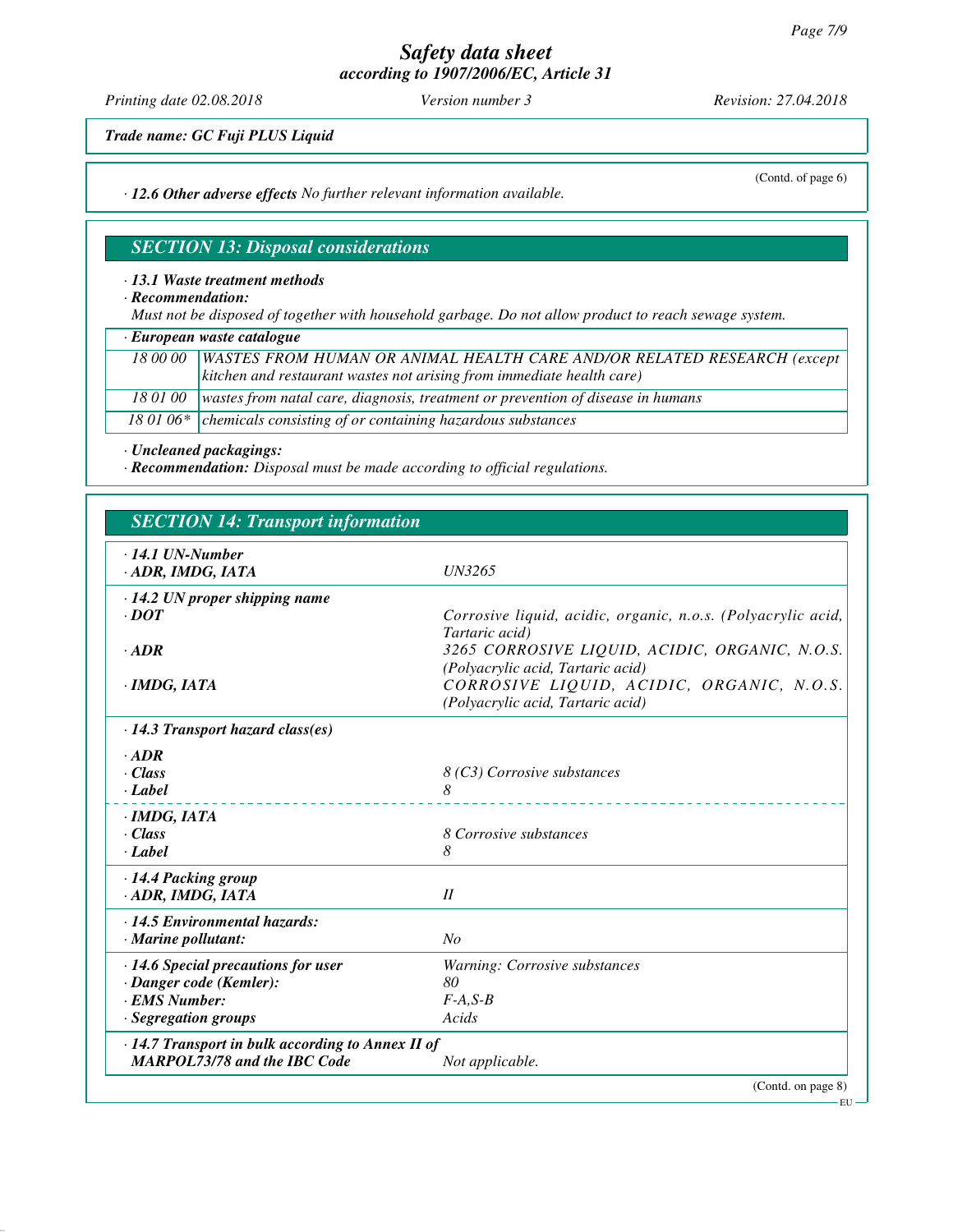Trade name: GC Fuji PLUS Liquid

(Contd. of page 6)

· **12.6 Other adverse effects** No further relevant information available.

## SECTION 13: Disposal considerations

· **13.1 Waste treatment methods**
· **Recommendation:**
Must not be disposed of together with household garbage. Do not allow product to reach sewage system.

| · European waste catalogue | |
|---|---|
| 18 00 00 | WASTES FROM HUMAN OR ANIMAL HEALTH CARE AND/OR RELATED RESEARCH (except kitchen and restaurant wastes not arising from immediate health care) |
| 18 01 00 | wastes from natal care, diagnosis, treatment or prevention of disease in humans |
| 18 01 06* | chemicals consisting of or containing hazardous substances |

· **Uncleaned packagings:**
· **Recommendation:** Disposal must be made according to official regulations.

## SECTION 14: Transport information

| | |
|---|---|
| · **14.1 UN-Number** | |
| · **ADR, IMDG, IATA** | UN3265 |
| · **14.2 UN proper shipping name** | |
| · **DOT** | Corrosive liquid, acidic, organic, n.o.s. (Polyacrylic acid, Tartaric acid) |
| · **ADR** | 3265 CORROSIVE LIQUID, ACIDIC, ORGANIC, N.O.S. (Polyacrylic acid, Tartaric acid) |
| · **IMDG, IATA** | CORROSIVE LIQUID, ACIDIC, ORGANIC, N.O.S. (Polyacrylic acid, Tartaric acid) |
| · **14.3 Transport hazard class(es)** | |
| · **ADR** | |
| · **Class** | 8 (C3) Corrosive substances |
| · **Label** | 8 |
| · **IMDG, IATA** | |
| · **Class** | 8 Corrosive substances |
| · **Label** | 8 |
| · **14.4 Packing group** | |
| · **ADR, IMDG, IATA** | II |
| · **14.5 Environmental hazards:** | |
| · **Marine pollutant:** | No |
| · **14.6 Special precautions for user** | Warning: Corrosive substances |
| · **Danger code (Kemler):** | 80 |
| · **EMS Number:** | F-A,S-B |
| · **Segregation groups** | Acids |
| · **14.7 Transport in bulk according to Annex II of MARPOL73/78 and the IBC Code** | Not applicable. |

(Contd. on page 8)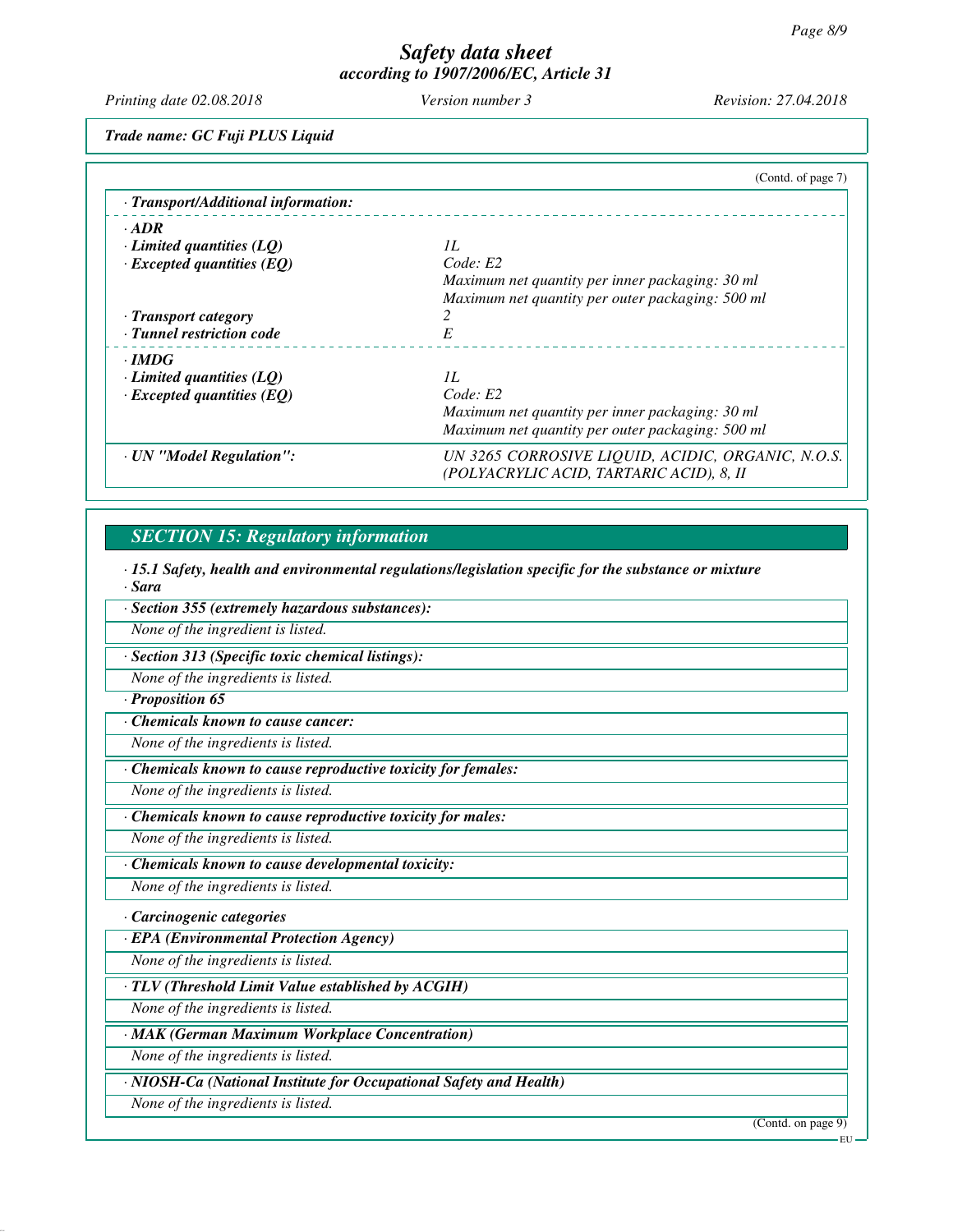## Safety data sheet
### according to 1907/2006/EC, Article 31

*Printing date 02.08.2018* *Version number 3* *Revision: 27.04.2018*

**Trade name: GC Fuji PLUS Liquid**

(Contd. of page 7)

**· Transport/Additional information:**

| | |
|---|---|
| **· ADR** | |
| **· Limited quantities (LQ)** | 1L |
| **· Excepted quantities (EQ)** | Code: E2<br>Maximum net quantity per inner packaging: 30 ml<br>Maximum net quantity per outer packaging: 500 ml |
| **· Transport category** | 2 |
| **· Tunnel restriction code** | E |
| **· IMDG** | |
| **· Limited quantities (LQ)** | 1L |
| **· Excepted quantities (EQ)** | Code: E2<br>Maximum net quantity per inner packaging: 30 ml<br>Maximum net quantity per outer packaging: 500 ml |
| **· UN "Model Regulation":** | UN 3265 CORROSIVE LIQUID, ACIDIC, ORGANIC, N.O.S. (POLYACRYLIC ACID, TARTARIC ACID), 8, II |

## SECTION 15: Regulatory information

**· 15.1 Safety, health and environmental regulations/legislation specific for the substance or mixture**

**· Sara**

**· Section 355 (extremely hazardous substances):**

None of the ingredient is listed.

**· Section 313 (Specific toxic chemical listings):**

None of the ingredients is listed.

**· Proposition 65**

**· Chemicals known to cause cancer:**

None of the ingredients is listed.

**· Chemicals known to cause reproductive toxicity for females:**

None of the ingredients is listed.

**· Chemicals known to cause reproductive toxicity for males:**

None of the ingredients is listed.

**· Chemicals known to cause developmental toxicity:**

None of the ingredients is listed.

**· Carcinogenic categories**

**· EPA (Environmental Protection Agency)**

None of the ingredients is listed.

**· TLV (Threshold Limit Value established by ACGIH)**

None of the ingredients is listed.

**· MAK (German Maximum Workplace Concentration)**

None of the ingredients is listed.

**· NIOSH-Ca (National Institute for Occupational Safety and Health)**

None of the ingredients is listed.

(Contd. on page 9)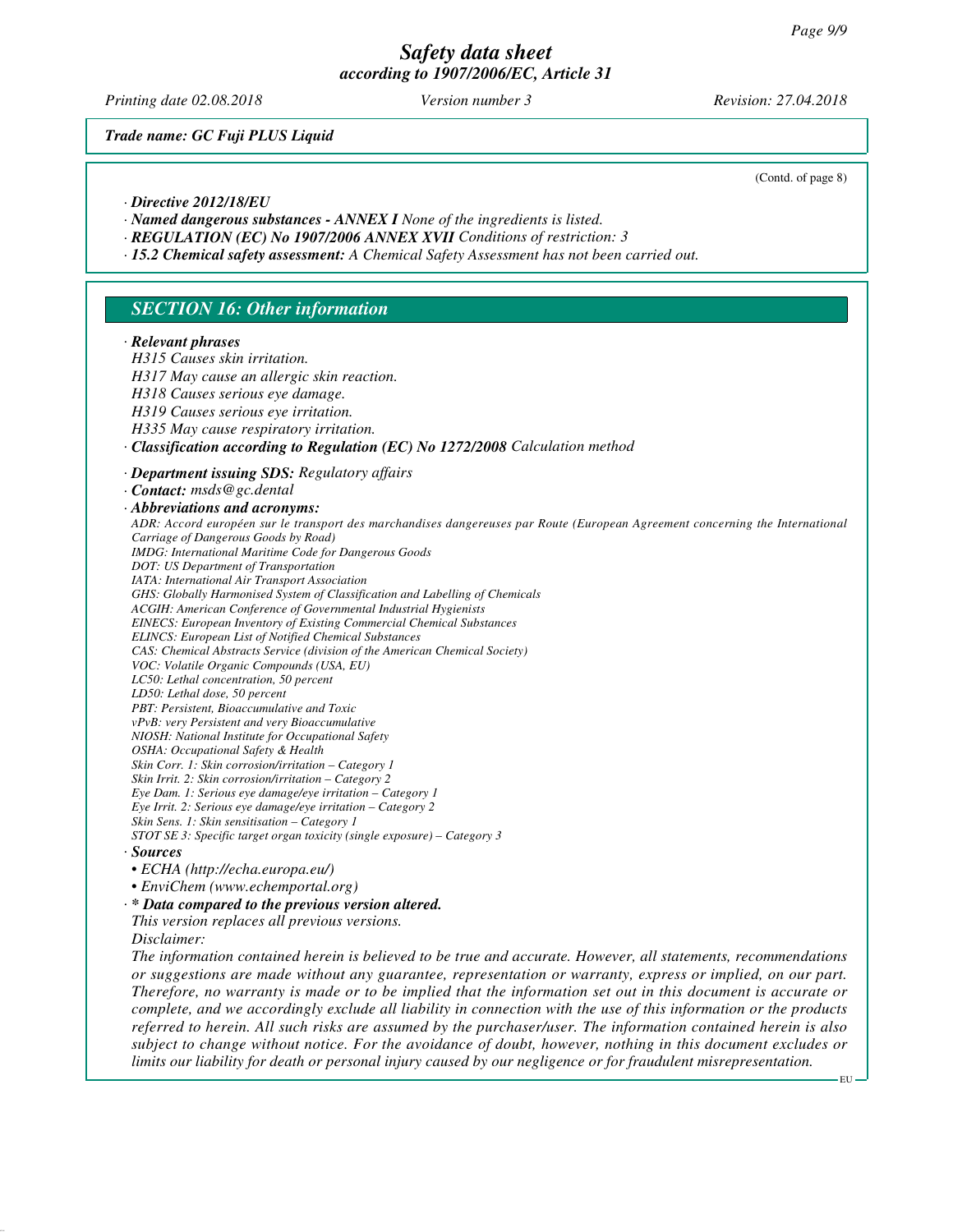(Contd. of page 8)

· ***Directive 2012/18/EU***

· ***Named dangerous substances - ANNEX I*** *None of the ingredients is listed.*

· ***REGULATION (EC) No 1907/2006 ANNEX XVII*** *Conditions of restriction: 3*

· ***15.2 Chemical safety assessment:*** *A Chemical Safety Assessment has not been carried out.*

## *SECTION 16: Other information*

· ***Relevant phrases***

*H315 Causes skin irritation.*

*H317 May cause an allergic skin reaction.*

*H318 Causes serious eye damage.*

*H319 Causes serious eye irritation.*

*H335 May cause respiratory irritation.*

· ***Classification according to Regulation (EC) No 1272/2008*** *Calculation method*

· ***Department issuing SDS:*** *Regulatory affairs*

· ***Contact:*** *msds@gc.dental*

· ***Abbreviations and acronyms:***

*ADR: Accord européen sur le transport des marchandises dangereuses par Route (European Agreement concerning the International Carriage of Dangerous Goods by Road)*
*IMDG: International Maritime Code for Dangerous Goods*
*DOT: US Department of Transportation*
*IATA: International Air Transport Association*
*GHS: Globally Harmonised System of Classification and Labelling of Chemicals*
*ACGIH: American Conference of Governmental Industrial Hygienists*
*EINECS: European Inventory of Existing Commercial Chemical Substances*
*ELINCS: European List of Notified Chemical Substances*
*CAS: Chemical Abstracts Service (division of the American Chemical Society)*
*VOC: Volatile Organic Compounds (USA, EU)*
*LC50: Lethal concentration, 50 percent*
*LD50: Lethal dose, 50 percent*
*PBT: Persistent, Bioaccumulative and Toxic*
*vPvB: very Persistent and very Bioaccumulative*
*NIOSH: National Institute for Occupational Safety*
*OSHA: Occupational Safety & Health*
*Skin Corr. 1: Skin corrosion/irritation – Category 1*
*Skin Irrit. 2: Skin corrosion/irritation – Category 2*
*Eye Dam. 1: Serious eye damage/eye irritation – Category 1*
*Eye Irrit. 2: Serious eye damage/eye irritation – Category 2*
*Skin Sens. 1: Skin sensitisation – Category 1*
*STOT SE 3: Specific target organ toxicity (single exposure) – Category 3*

· ***Sources***

- *ECHA (http://echa.europa.eu/)*
- *EnviChem (www.echemportal.org)*

· ***\* Data compared to the previous version altered.***

*This version replaces all previous versions.*

*Disclaimer:*

*The information contained herein is believed to be true and accurate. However, all statements, recommendations or suggestions are made without any guarantee, representation or warranty, express or implied, on our part. Therefore, no warranty is made or to be implied that the information set out in this document is accurate or complete, and we accordingly exclude all liability in connection with the use of this information or the products referred to herein. All such risks are assumed by the purchaser/user. The information contained herein is also subject to change without notice. For the avoidance of doubt, however, nothing in this document excludes or limits our liability for death or personal injury caused by our negligence or for fraudulent misrepresentation.*

EU